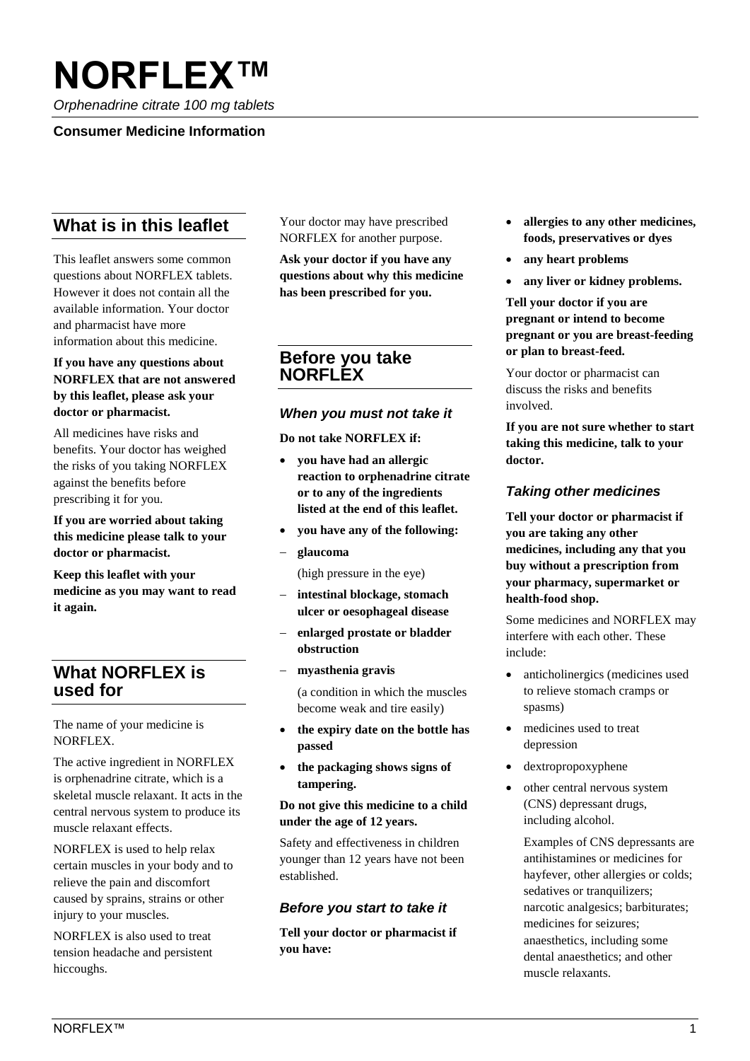# NORFLEX™

*Orphenadrine citrate 100 mg tablets*

**Consumer Medicine Information**

## What is in this leaflet

This leaflet answers some common questions about NORFLEX tablets. However it does not contain all the available information. Your doctor and pharmacist have more information about this medicine.

**If you have any questions about NORFLEX that are not answered by this leaflet, please ask your doctor or pharmacist.**

All medicines have risks and benefits. Your doctor has weighed the risks of you taking NORFLEX against the benefits before prescribing it for you.

**If you are worried about taking this medicine please talk to your doctor or pharmacist.**

**Keep this leaflet with your medicine as you may want to read it again.**

## What NORFLEX is used for

The name of your medicine is NORFLEX.

The active ingredient in NORFLEX is orphenadrine citrate, which is a skeletal muscle relaxant. It acts in the central nervous system to produce its muscle relaxant effects.

NORFLEX is used to help relax certain muscles in your body and to relieve the pain and discomfort caused by sprains, strains or other injury to your muscles.

NORFLEX is also used to treat tension headache and persistent hiccoughs.

Your doctor may have prescribed NORFLEX for another purpose.

**Ask your doctor if you have any questions about why this medicine has been prescribed for you.**

## Before you take NORFLEX

### *When you must not take it*

**Do not take NORFLEX if:**

- **you have had an allergic reaction to orphenadrine citrate or to any of the ingredients listed at the end of this leaflet.**
- **you have any of the following:**
  - **glaucoma**

    (high pressure in the eye)
  - **intestinal blockage, stomach ulcer or oesophageal disease**
  - **enlarged prostate or bladder obstruction**
  - **myasthenia gravis**

    (a condition in which the muscles become weak and tire easily)
- **the expiry date on the bottle has passed**
- **the packaging shows signs of tampering.**

**Do not give this medicine to a child under the age of 12 years.**

Safety and effectiveness in children younger than 12 years have not been established.

### *Before you start to take it*

**Tell your doctor or pharmacist if you have:**

- **allergies to any other medicines, foods, preservatives or dyes**
- **any heart problems**
- **any liver or kidney problems.**

**Tell your doctor if you are pregnant or intend to become pregnant or you are breast-feeding or plan to breast-feed.**

Your doctor or pharmacist can discuss the risks and benefits involved.

**If you are not sure whether to start taking this medicine, talk to your doctor.**

### *Taking other medicines*

**Tell your doctor or pharmacist if you are taking any other medicines, including any that you buy without a prescription from your pharmacy, supermarket or health-food shop.**

Some medicines and NORFLEX may interfere with each other. These include:

- anticholinergics (medicines used to relieve stomach cramps or spasms)
- medicines used to treat depression
- dextropropoxyphene
- other central nervous system (CNS) depressant drugs, including alcohol.

  Examples of CNS depressants are antihistamines or medicines for hayfever, other allergies or colds; sedatives or tranquilizers; narcotic analgesics; barbiturates; medicines for seizures; anaesthetics, including some dental anaesthetics; and other muscle relaxants.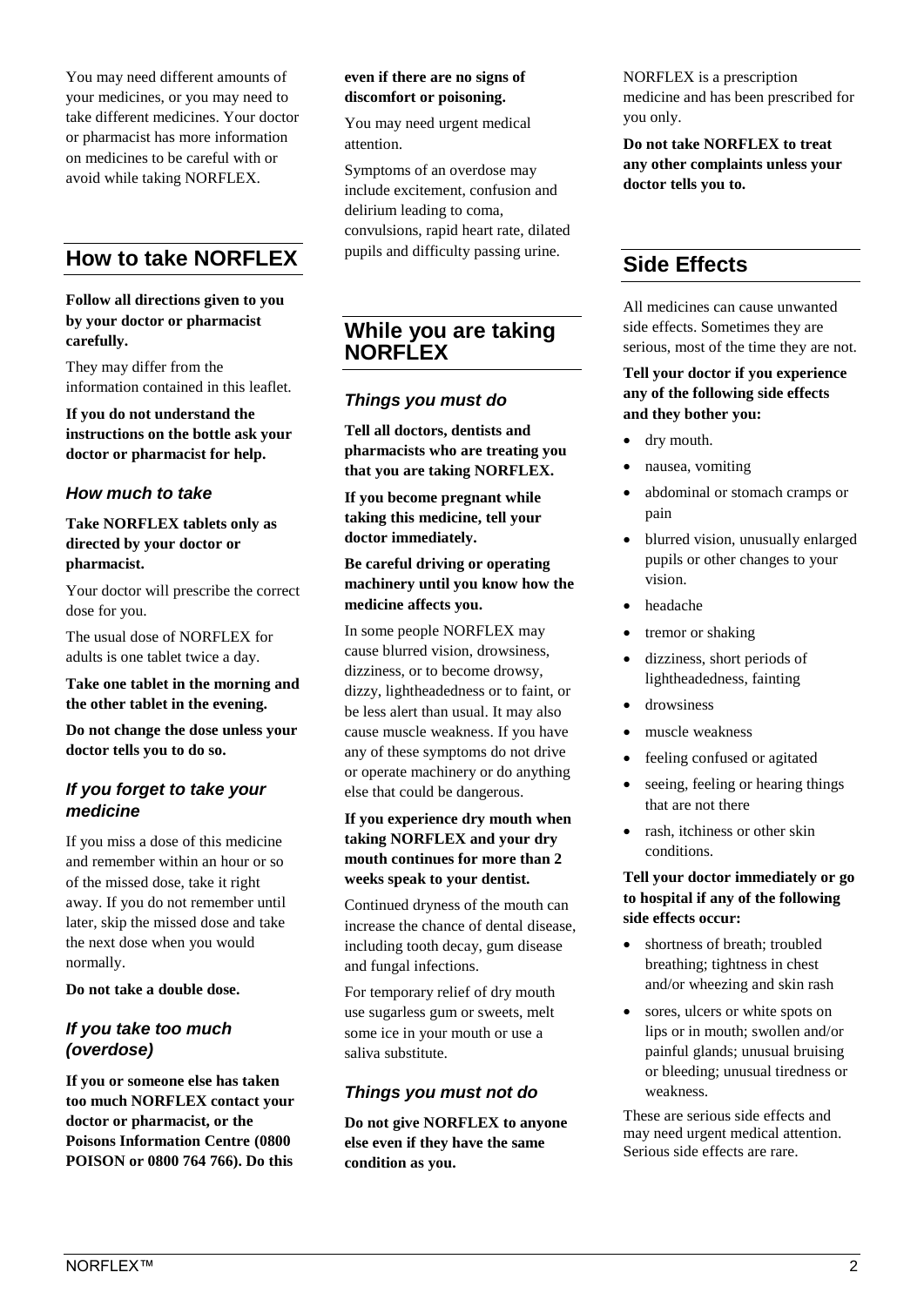You may need different amounts of your medicines, or you may need to take different medicines. Your doctor or pharmacist has more information on medicines to be careful with or avoid while taking NORFLEX.

## How to take NORFLEX

**Follow all directions given to you by your doctor or pharmacist carefully.**

They may differ from the information contained in this leaflet.

**If you do not understand the instructions on the bottle ask your doctor or pharmacist for help.**

### *How much to take*

**Take NORFLEX tablets only as directed by your doctor or pharmacist.**

Your doctor will prescribe the correct dose for you.

The usual dose of NORFLEX for adults is one tablet twice a day.

**Take one tablet in the morning and the other tablet in the evening.**

**Do not change the dose unless your doctor tells you to do so.**

### *If you forget to take your medicine*

If you miss a dose of this medicine and remember within an hour or so of the missed dose, take it right away. If you do not remember until later, skip the missed dose and take the next dose when you would normally.

**Do not take a double dose.**

### *If you take too much (overdose)*

**If you or someone else has taken too much NORFLEX contact your doctor or pharmacist, or the Poisons Information Centre (0800 POISON or 0800 764 766). Do this even if there are no signs of discomfort or poisoning.**

You may need urgent medical attention.

Symptoms of an overdose may include excitement, confusion and delirium leading to coma, convulsions, rapid heart rate, dilated pupils and difficulty passing urine.

## While you are taking NORFLEX

### *Things you must do*

**Tell all doctors, dentists and pharmacists who are treating you that you are taking NORFLEX.**

**If you become pregnant while taking this medicine, tell your doctor immediately.**

**Be careful driving or operating machinery until you know how the medicine affects you.**

In some people NORFLEX may cause blurred vision, drowsiness, dizziness, or to become drowsy, dizzy, lightheadedness or to faint, or be less alert than usual. It may also cause muscle weakness. If you have any of these symptoms do not drive or operate machinery or do anything else that could be dangerous.

**If you experience dry mouth when taking NORFLEX and your dry mouth continues for more than 2 weeks speak to your dentist.**

Continued dryness of the mouth can increase the chance of dental disease, including tooth decay, gum disease and fungal infections.

For temporary relief of dry mouth use sugarless gum or sweets, melt some ice in your mouth or use a saliva substitute.

### *Things you must not do*

**Do not give NORFLEX to anyone else even if they have the same condition as you.**

NORFLEX is a prescription medicine and has been prescribed for you only.

**Do not take NORFLEX to treat any other complaints unless your doctor tells you to.**

## Side Effects

All medicines can cause unwanted side effects. Sometimes they are serious, most of the time they are not.

**Tell your doctor if you experience any of the following side effects and they bother you:**

- dry mouth.
- nausea, vomiting
- abdominal or stomach cramps or pain
- blurred vision, unusually enlarged pupils or other changes to your vision.
- headache
- tremor or shaking
- dizziness, short periods of lightheadedness, fainting
- drowsiness
- muscle weakness
- feeling confused or agitated
- seeing, feeling or hearing things that are not there
- rash, itchiness or other skin conditions.

**Tell your doctor immediately or go to hospital if any of the following side effects occur:**

- shortness of breath; troubled breathing; tightness in chest and/or wheezing and skin rash
- sores, ulcers or white spots on lips or in mouth; swollen and/or painful glands; unusual bruising or bleeding; unusual tiredness or weakness.

These are serious side effects and may need urgent medical attention. Serious side effects are rare.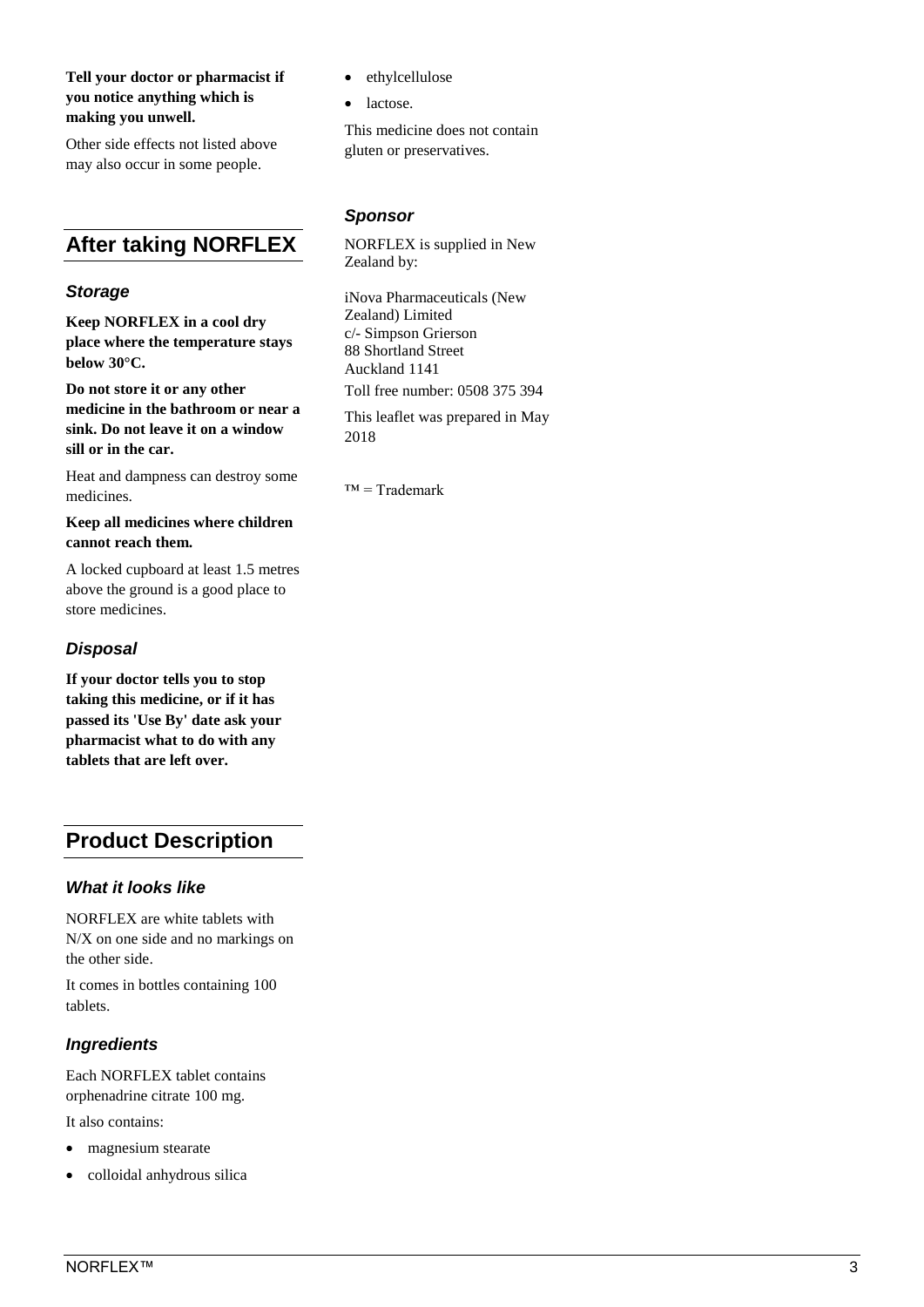**Tell your doctor or pharmacist if you notice anything which is making you unwell.**

Other side effects not listed above may also occur in some people.

## After taking NORFLEX

### *Storage*

**Keep NORFLEX in a cool dry place where the temperature stays below 30°C.**

**Do not store it or any other medicine in the bathroom or near a sink. Do not leave it on a window sill or in the car.**

Heat and dampness can destroy some medicines.

**Keep all medicines where children cannot reach them.**

A locked cupboard at least 1.5 metres above the ground is a good place to store medicines.

### *Disposal*

**If your doctor tells you to stop taking this medicine, or if it has passed its 'Use By' date ask your pharmacist what to do with any tablets that are left over.**

## Product Description

### *What it looks like*

NORFLEX are white tablets with N/X on one side and no markings on the other side.

It comes in bottles containing 100 tablets.

### *Ingredients*

Each NORFLEX tablet contains orphenadrine citrate 100 mg.

It also contains:

- magnesium stearate
- colloidal anhydrous silica
- ethylcellulose
- lactose.

This medicine does not contain gluten or preservatives.

### *Sponsor*

NORFLEX is supplied in New Zealand by:

iNova Pharmaceuticals (New Zealand) Limited
c/- Simpson Grierson
88 Shortland Street
Auckland 1141

Toll free number: 0508 375 394

This leaflet was prepared in May 2018

™ = Trademark